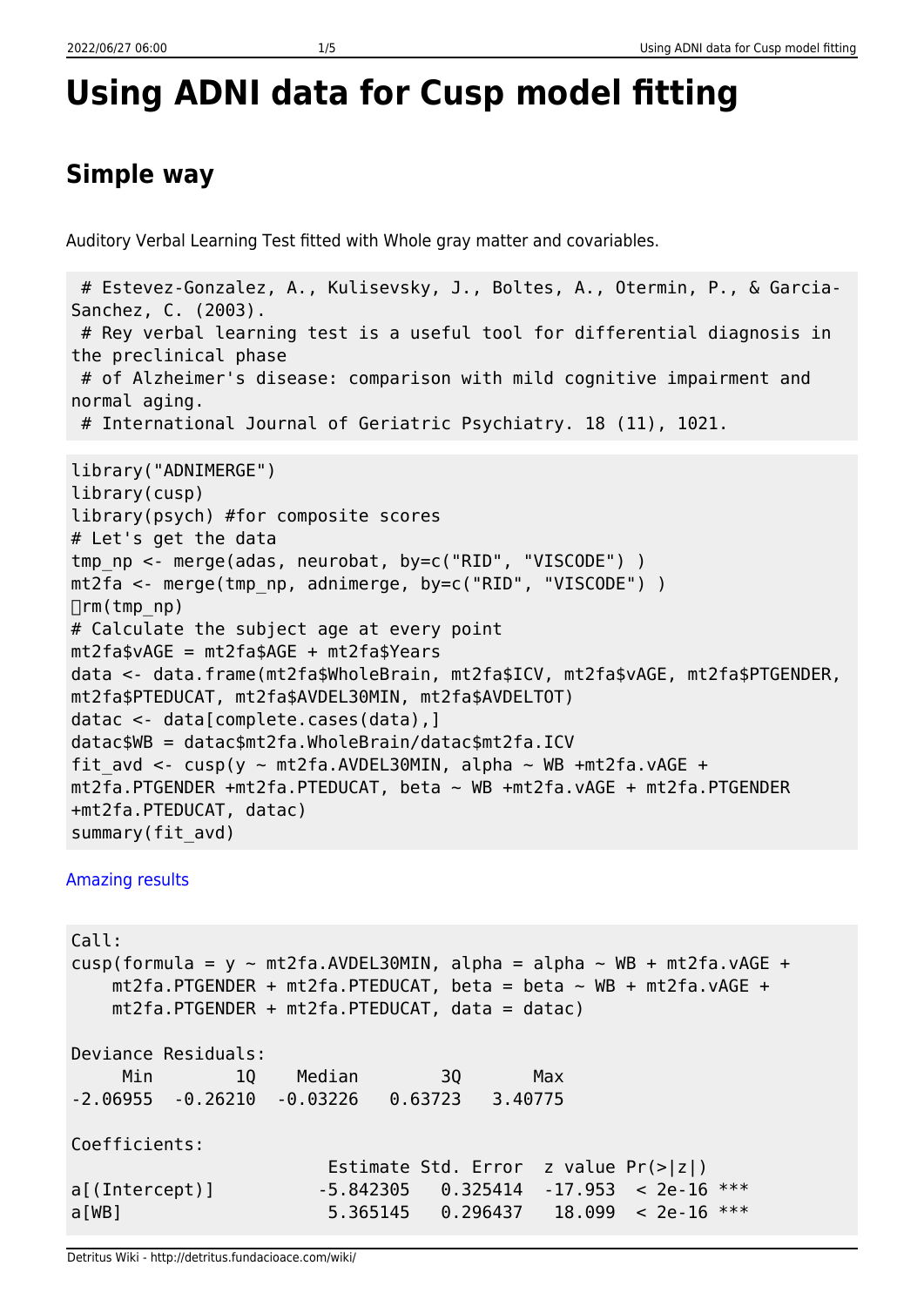# Using ADNI data for Cusp model fitting

## Simple way

Auditory Verbal Learning Test fitted with Whole gray matter and covariables.

```
 # Estevez-Gonzalez, A., Kulisevsky, J., Boltes, A., Otermin, P., & Garcia-Sanchez, C. (2003).
 # Rey verbal learning test is a useful tool for differential diagnosis in the preclinical phase
 # of Alzheimer's disease: comparison with mild cognitive impairment and normal aging.
 # International Journal of Geriatric Psychiatry. 18 (11), 1021.
```

```
library("ADNIMERGE")
library(cusp)
library(psych) #for composite scores
# Let's get the data
tmp_np <- merge(adas, neurobat, by=c("RID", "VISCODE") )
mt2fa <- merge(tmp_np, adnimerge, by=c("RID", "VISCODE") )
rm(tmp_np)
# Calculate the subject age at every point
mt2fa$vAGE = mt2fa$AGE + mt2fa$Years
data <- data.frame(mt2fa$WholeBrain, mt2fa$ICV, mt2fa$vAGE, mt2fa$PTGENDER, mt2fa$PTEDUCAT, mt2fa$AVDEL30MIN, mt2fa$AVDELTOT)
datac <- data[complete.cases(data),]
datac$WB = datac$mt2fa.WholeBrain/datac$mt2fa.ICV
fit_avd <- cusp(y ~ mt2fa.AVDEL30MIN, alpha ~ WB +mt2fa.vAGE + mt2fa.PTGENDER +mt2fa.PTEDUCAT, beta ~ WB +mt2fa.vAGE + mt2fa.PTGENDER +mt2fa.PTEDUCAT, datac)
summary(fit_avd)
```

Amazing results

```
Call:
cusp(formula = y ~ mt2fa.AVDEL30MIN, alpha = alpha ~ WB + mt2fa.vAGE +
    mt2fa.PTGENDER + mt2fa.PTEDUCAT, beta = beta ~ WB + mt2fa.vAGE +
    mt2fa.PTGENDER + mt2fa.PTEDUCAT, data = datac)

Deviance Residuals:
     Min        1Q    Median        3Q       Max
-2.06955  -0.26210  -0.03226   0.63723   3.40775

Coefficients:
                         Estimate Std. Error  z value Pr(>|z|)
a[(Intercept)]          -5.842305   0.325414  -17.953  < 2e-16 ***
a[WB]                    5.365145   0.296437   18.099  < 2e-16 ***
```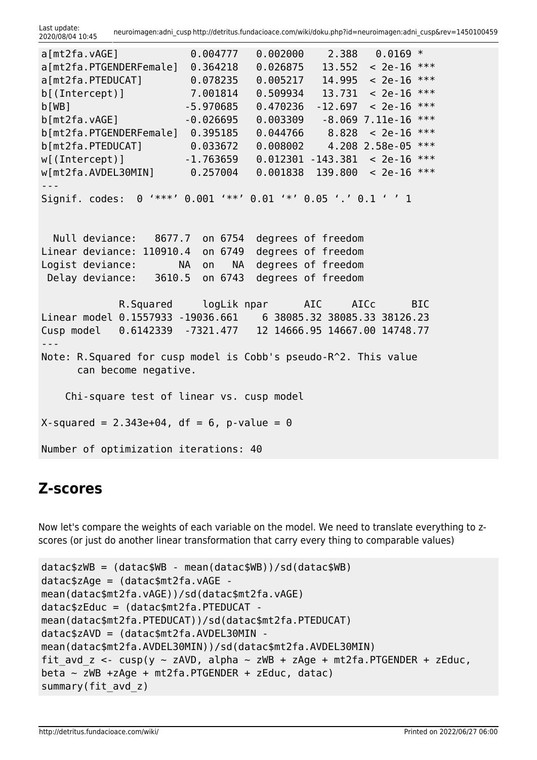```
a[mt2fa.vAGE]           0.004777   0.002000    2.388   0.0169 *
a[mt2fa.PTGENDERFemale]  0.364218   0.026875   13.552  < 2e-16 ***
a[mt2fa.PTEDUCAT]       0.078235   0.005217   14.995  < 2e-16 ***
b[(Intercept)]          7.001814   0.509934   13.731  < 2e-16 ***
b[WB]                  -5.970685   0.470236  -12.697  < 2e-16 ***
b[mt2fa.vAGE]          -0.026695   0.003309   -8.069 7.11e-16 ***
b[mt2fa.PTGENDERFemale]  0.395185   0.044766    8.828  < 2e-16 ***
b[mt2fa.PTEDUCAT]       0.033672   0.008002    4.208 2.58e-05 ***
w[(Intercept)]         -1.763659   0.012301 -143.381  < 2e-16 ***
w[mt2fa.AVDEL30MIN]     0.257004   0.001838  139.800  < 2e-16 ***
---
Signif. codes:  0 ‘***’ 0.001 ‘**’ 0.01 ‘*’ 0.05 ‘.’ 0.1 ‘ ’ 1


  Null deviance:   8677.7  on 6754  degrees of freedom
Linear deviance: 110910.4  on 6749  degrees of freedom
Logist deviance:       NA  on   NA  degrees of freedom
 Delay deviance:   3610.5  on 6743  degrees of freedom

             R.Squared     logLik npar      AIC     AICc      BIC
Linear model 0.1557933 -19036.661    6 38085.32 38085.33 38126.23
Cusp model   0.6142339  -7321.477   12 14666.95 14667.00 14748.77
---
Note: R.Squared for cusp model is Cobb's pseudo-R^2. This value
      can become negative.

    Chi-square test of linear vs. cusp model

X-squared = 2.343e+04, df = 6, p-value = 0

Number of optimization iterations: 40
```

## Z-scores

Now let's compare the weights of each variable on the model. We need to translate everything to z-scores (or just do another linear transformation that carry every thing to comparable values)

```
datac$zWB = (datac$WB - mean(datac$WB))/sd(datac$WB)
datac$zAge = (datac$mt2fa.vAGE -
mean(datac$mt2fa.vAGE))/sd(datac$mt2fa.vAGE)
datac$zEduc = (datac$mt2fa.PTEDUCAT -
mean(datac$mt2fa.PTEDUCAT))/sd(datac$mt2fa.PTEDUCAT)
datac$zAVD = (datac$mt2fa.AVDEL30MIN -
mean(datac$mt2fa.AVDEL30MIN))/sd(datac$mt2fa.AVDEL30MIN)
fit_avd_z <- cusp(y ~ zAVD, alpha ~ zWB + zAge + mt2fa.PTGENDER + zEduc,
beta ~ zWB +zAge + mt2fa.PTGENDER + zEduc, datac)
summary(fit_avd_z)
```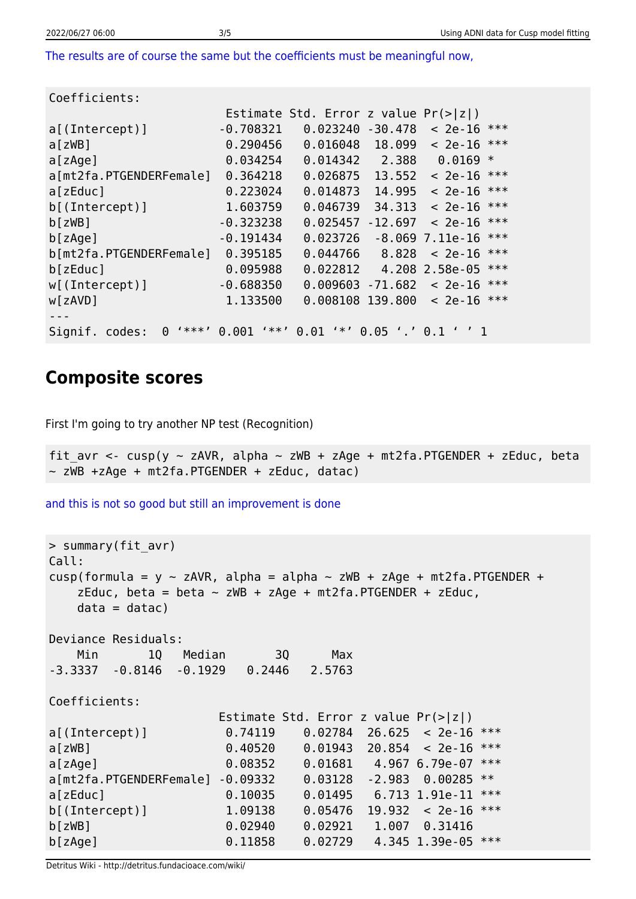The results are of course the same but the coefficients must be meaningful now,

```
Coefficients:
                          Estimate Std. Error z value Pr(>|z|)
a[(Intercept)]           -0.708321   0.023240 -30.478  < 2e-16 ***
a[zWB]                    0.290456   0.016048  18.099  < 2e-16 ***
a[zAge]                   0.034254   0.014342   2.388   0.0169 *
a[mt2fa.PTGENDERFemale]   0.364218   0.026875  13.552  < 2e-16 ***
a[zEduc]                  0.223024   0.014873  14.995  < 2e-16 ***
b[(Intercept)]            1.603759   0.046739  34.313  < 2e-16 ***
b[zWB]                   -0.323238   0.025457 -12.697  < 2e-16 ***
b[zAge]                  -0.191434   0.023726  -8.069 7.11e-16 ***
b[mt2fa.PTGENDERFemale]   0.395185   0.044766   8.828  < 2e-16 ***
b[zEduc]                  0.095988   0.022812   4.208 2.58e-05 ***
w[(Intercept)]           -0.688350   0.009603 -71.682  < 2e-16 ***
w[zAVD]                   1.133500   0.008108 139.800  < 2e-16 ***
---
Signif. codes:  0 ‘***’ 0.001 ‘**’ 0.01 ‘*’ 0.05 ‘.’ 0.1 ‘ ’ 1
```

## Composite scores

First I'm going to try another NP test (Recognition)

```
fit_avr <- cusp(y ~ zAVR, alpha ~ zWB + zAge + mt2fa.PTGENDER + zEduc, beta
~ zWB +zAge + mt2fa.PTGENDER + zEduc, datac)
```

and this is not so good but still an improvement is done

```
> summary(fit_avr)
Call:
cusp(formula = y ~ zAVR, alpha = alpha ~ zWB + zAge + mt2fa.PTGENDER +
    zEduc, beta = beta ~ zWB + zAge + mt2fa.PTGENDER + zEduc,
    data = datac)

Deviance Residuals:
    Min       1Q   Median       3Q      Max
-3.3337  -0.8146  -0.1929   0.2446   2.5763

Coefficients:
                         Estimate Std. Error z value Pr(>|z|)
a[(Intercept)]            0.74119    0.02784  26.625  < 2e-16 ***
a[zWB]                    0.40520    0.01943  20.854  < 2e-16 ***
a[zAge]                   0.08352    0.01681   4.967 6.79e-07 ***
a[mt2fa.PTGENDERFemale]  -0.09332    0.03128  -2.983  0.00285 **
a[zEduc]                  0.10035    0.01495   6.713 1.91e-11 ***
b[(Intercept)]            1.09138    0.05476  19.932  < 2e-16 ***
b[zWB]                    0.02940    0.02921   1.007  0.31416
b[zAge]                   0.11858    0.02729   4.345 1.39e-05 ***
```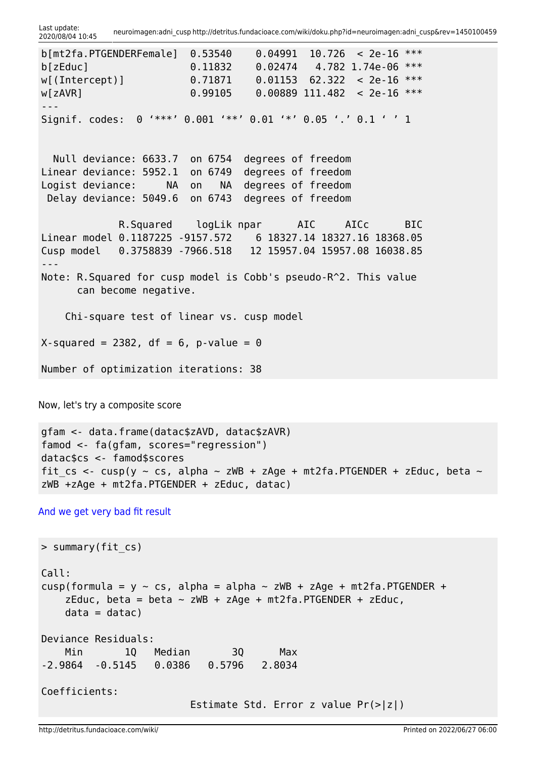```
b[mt2fa.PTGENDERFemale]  0.53540    0.04991  10.726  < 2e-16 ***
b[zEduc]                 0.11832    0.02474   4.782 1.74e-06 ***
w[(Intercept)]           0.71871    0.01153  62.322  < 2e-16 ***
w[zAVR]                  0.99105    0.00889 111.482  < 2e-16 ***
---
Signif. codes:  0 ‘***’ 0.001 ‘**’ 0.01 ‘*’ 0.05 ‘.’ 0.1 ‘ ’ 1


  Null deviance: 6633.7  on 6754  degrees of freedom
Linear deviance: 5952.1  on 6749  degrees of freedom
Logist deviance:     NA  on   NA  degrees of freedom
 Delay deviance: 5049.6  on 6743  degrees of freedom

             R.Squared    logLik npar      AIC     AICc      BIC
Linear model 0.1187225 -9157.572    6 18327.14 18327.16 18368.05
Cusp model   0.3758839 -7966.518   12 15957.04 15957.08 16038.85
---
Note: R.Squared for cusp model is Cobb's pseudo-R^2. This value
      can become negative.

    Chi-square test of linear vs. cusp model

X-squared = 2382, df = 6, p-value = 0

Number of optimization iterations: 38
```

Now, let's try a composite score

```
gfam <- data.frame(datac$zAVD, datac$zAVR)
famod <- fa(gfam, scores="regression")
datac$cs <- famod$scores
fit_cs <- cusp(y ~ cs, alpha ~ zWB + zAge + mt2fa.PTGENDER + zEduc, beta ~
zWB +zAge + mt2fa.PTGENDER + zEduc, datac)
```

And we get very bad fit result

```
> summary(fit_cs)

Call:
cusp(formula = y ~ cs, alpha = alpha ~ zWB + zAge + mt2fa.PTGENDER +
    zEduc, beta = beta ~ zWB + zAge + mt2fa.PTGENDER + zEduc,
    data = datac)

Deviance Residuals:
    Min       1Q   Median       3Q      Max
-2.9864  -0.5145   0.0386   0.5796   2.8034

Coefficients:
                         Estimate Std. Error z value Pr(>|z|)
```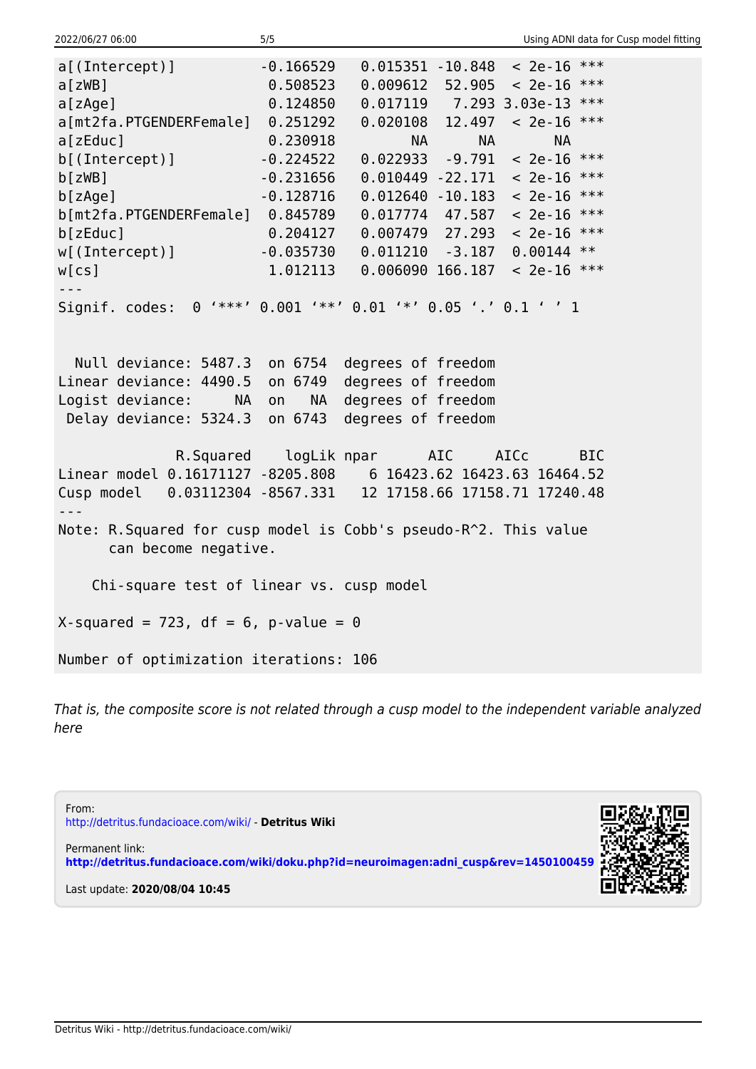```
a[(Intercept)]          -0.166529   0.015351 -10.848   < 2e-16 ***
a[zWB]                   0.508523   0.009612  52.905   < 2e-16 ***
a[zAge]                  0.124850   0.017119   7.293 3.03e-13 ***
a[mt2fa.PTGENDERFemale]  0.251292   0.020108  12.497   < 2e-16 ***
a[zEduc]                 0.230918         NA      NA        NA
b[(Intercept)]          -0.224522   0.022933  -9.791   < 2e-16 ***
b[zWB]                  -0.231656   0.010449 -22.171   < 2e-16 ***
b[zAge]                 -0.128716   0.012640 -10.183   < 2e-16 ***
b[mt2fa.PTGENDERFemale]  0.845789   0.017774  47.587   < 2e-16 ***
b[zEduc]                 0.204127   0.007479  27.293   < 2e-16 ***
w[(Intercept)]          -0.035730   0.011210  -3.187  0.00144 **
w[cs]                    1.012113   0.006090 166.187   < 2e-16 ***
---
Signif. codes:  0 ‘***’ 0.001 ‘**’ 0.01 ‘*’ 0.05 ‘.’ 0.1 ‘ ’ 1


  Null deviance: 5487.3  on 6754  degrees of freedom
Linear deviance: 4490.5  on 6749  degrees of freedom
Logist deviance:     NA  on   NA  degrees of freedom
 Delay deviance: 5324.3  on 6743  degrees of freedom

              R.Squared    logLik npar      AIC     AICc      BIC
Linear model 0.16171127 -8205.808    6 16423.62 16423.63 16464.52
Cusp model   0.03112304 -8567.331   12 17158.66 17158.71 17240.48
---
Note: R.Squared for cusp model is Cobb's pseudo-R^2. This value
      can become negative.

    Chi-square test of linear vs. cusp model

X-squared = 723, df = 6, p-value = 0

Number of optimization iterations: 106
```

*That is, the composite score is not related through a cusp model to the independent variable analyzed here*

From:
http://detritus.fundacioace.com/wiki/ - **Detritus Wiki**

Permanent link:
**http://detritus.fundacioace.com/wiki/doku.php?id=neuroimagen:adni_cusp&rev=1450100459**

Last update: **2020/08/04 10:45**